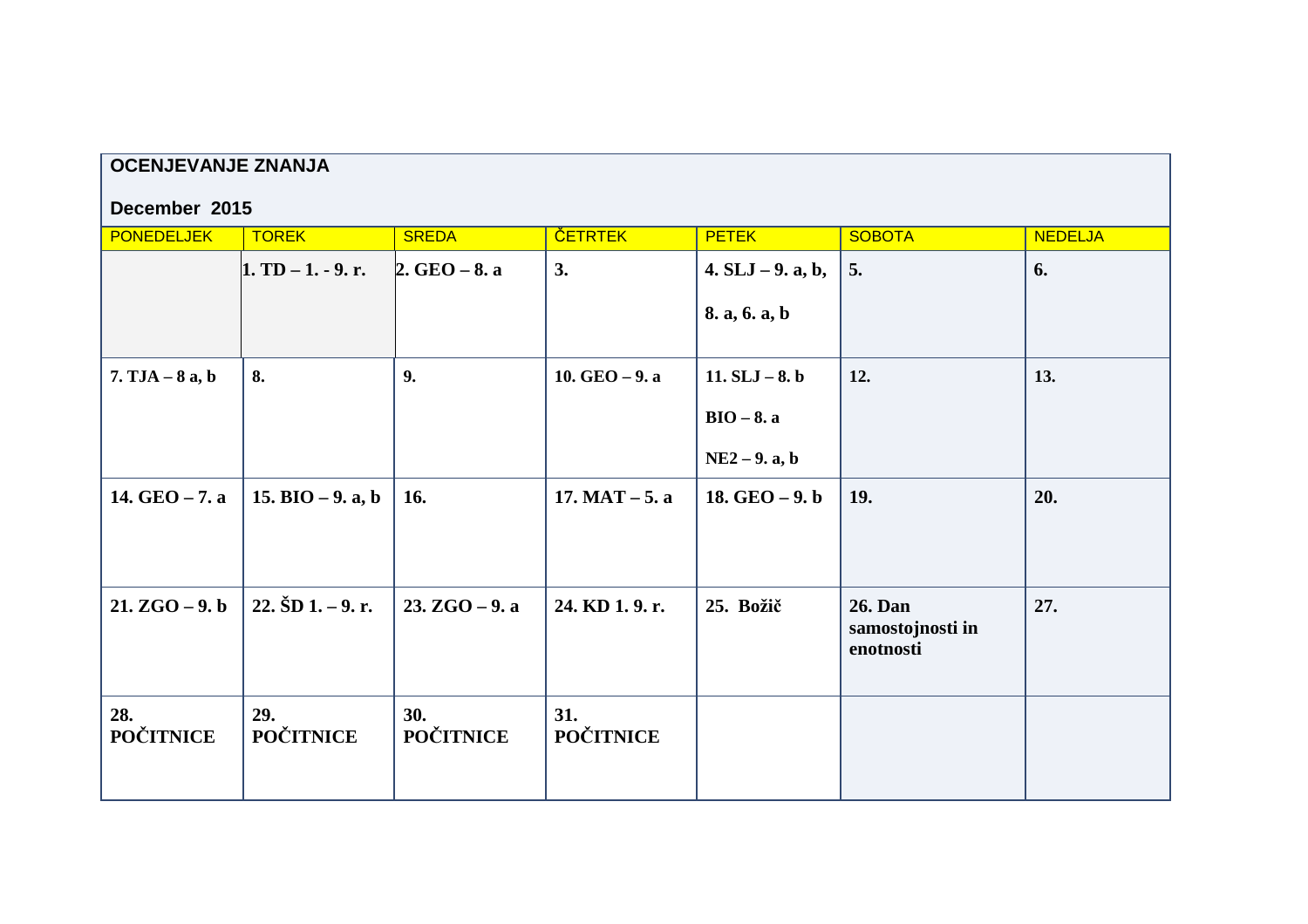**OCENJEVANJE ZNANJA**

**December 2015**

| PONEDELJEK | TOREK | SREDA | ČETRTEK | PETEK | SOBOTA | NEDELJA |
|---|---|---|---|---|---|---|
| | **1. TD – 1. - 9. r.** | **2. GEO – 8. a** | **3.** | **4. SLJ – 9. a, b, 8. a, 6. a, b** | **5.** | **6.** |
| **7. TJA – 8 a, b** | **8.** | **9.** | **10. GEO – 9. a** | **11. SLJ – 8. b BIO – 8. a NE2 – 9. a, b** | **12.** | **13.** |
| **14. GEO – 7. a** | **15. BIO – 9. a, b** | **16.** | **17. MAT – 5. a** | **18. GEO – 9. b** | **19.** | **20.** |
| **21. ZGO – 9. b** | **22. ŠD 1. – 9. r.** | **23. ZGO – 9. a** | **24. KD 1. 9. r.** | **25. Božič** | **26. Dan samostojnosti in enotnosti** | **27.** |
| **28. POČITNICE** | **29. POČITNICE** | **30. POČITNICE** | **31. POČITNICE** | | | |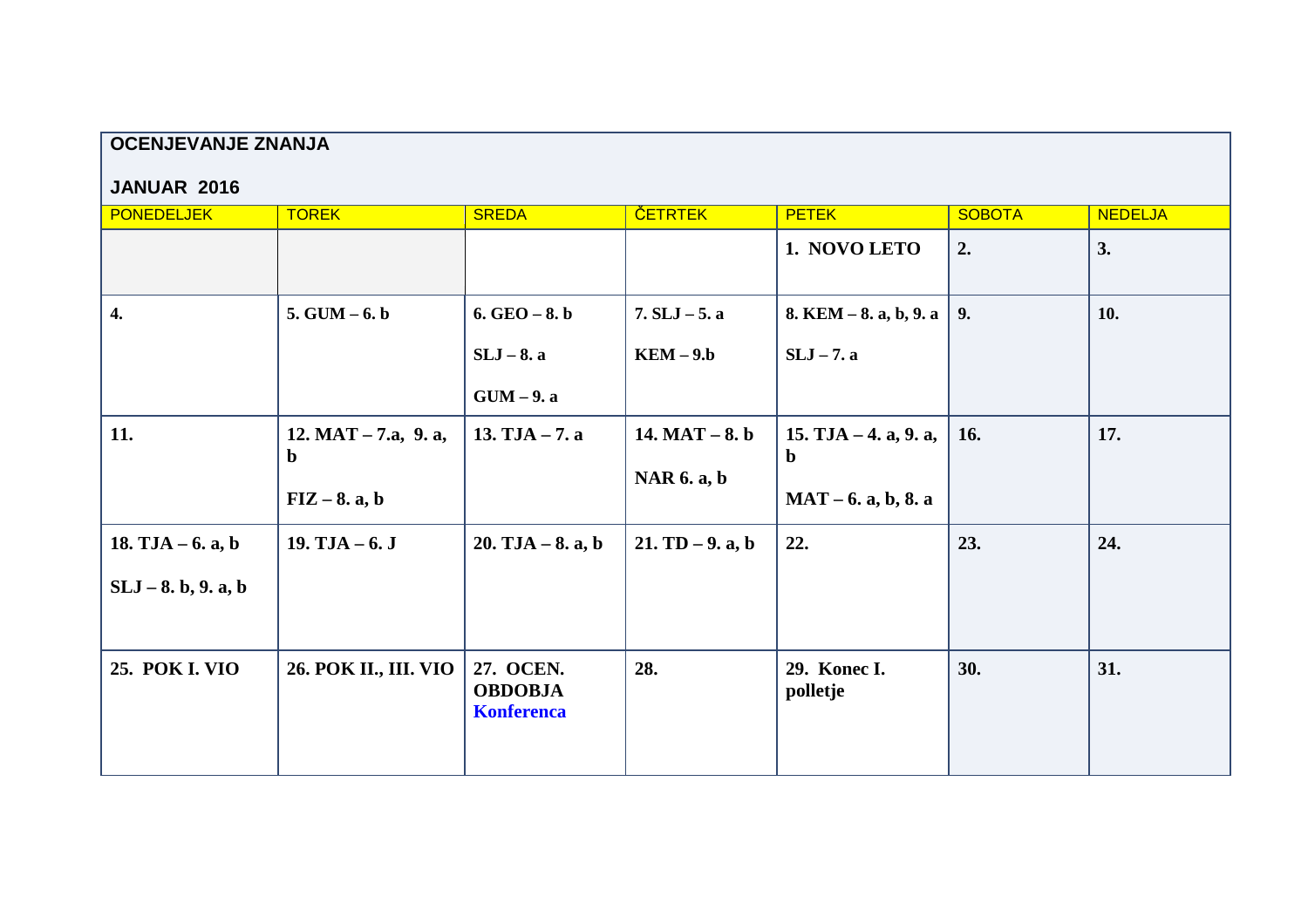**OCENJEVANJE ZNANJA**

**JANUAR 2016**

| PONEDELJEK | TOREK | SREDA | ČETRTEK | PETEK | SOBOTA | NEDELJA |
|---|---|---|---|---|---|---|
| | | | | **1. NOVO LETO** | **2.** | **3.** |
| **4.** | **5. GUM – 6. b** | **6. GEO – 8. b**<br>**SLJ – 8. a**<br>**GUM – 9. a** | **7. SLJ – 5. a**<br>**KEM – 9.b** | **8. KEM – 8. a, b, 9. a**<br>**SLJ – 7. a** | **9.** | **10.** |
| **11.** | **12. MAT – 7.a, 9. a, b**<br>**FIZ – 8. a, b** | **13. TJA – 7. a** | **14. MAT – 8. b**<br>**NAR 6. a, b** | **15. TJA – 4. a, 9. a, b**<br>**MAT – 6. a, b, 8. a** | **16.** | **17.** |
| **18. TJA – 6. a, b**<br>**SLJ – 8. b, 9. a, b** | **19. TJA – 6. J** | **20. TJA – 8. a, b** | **21. TD – 9. a, b** | **22.** | **23.** | **24.** |
| **25. POK I. VIO** | **26. POK II., III. VIO** | **27. OCEN. OBDOBJA**<br>**Konferenca** | **28.** | **29. Konec I. polletje** | **30.** | **31.** |